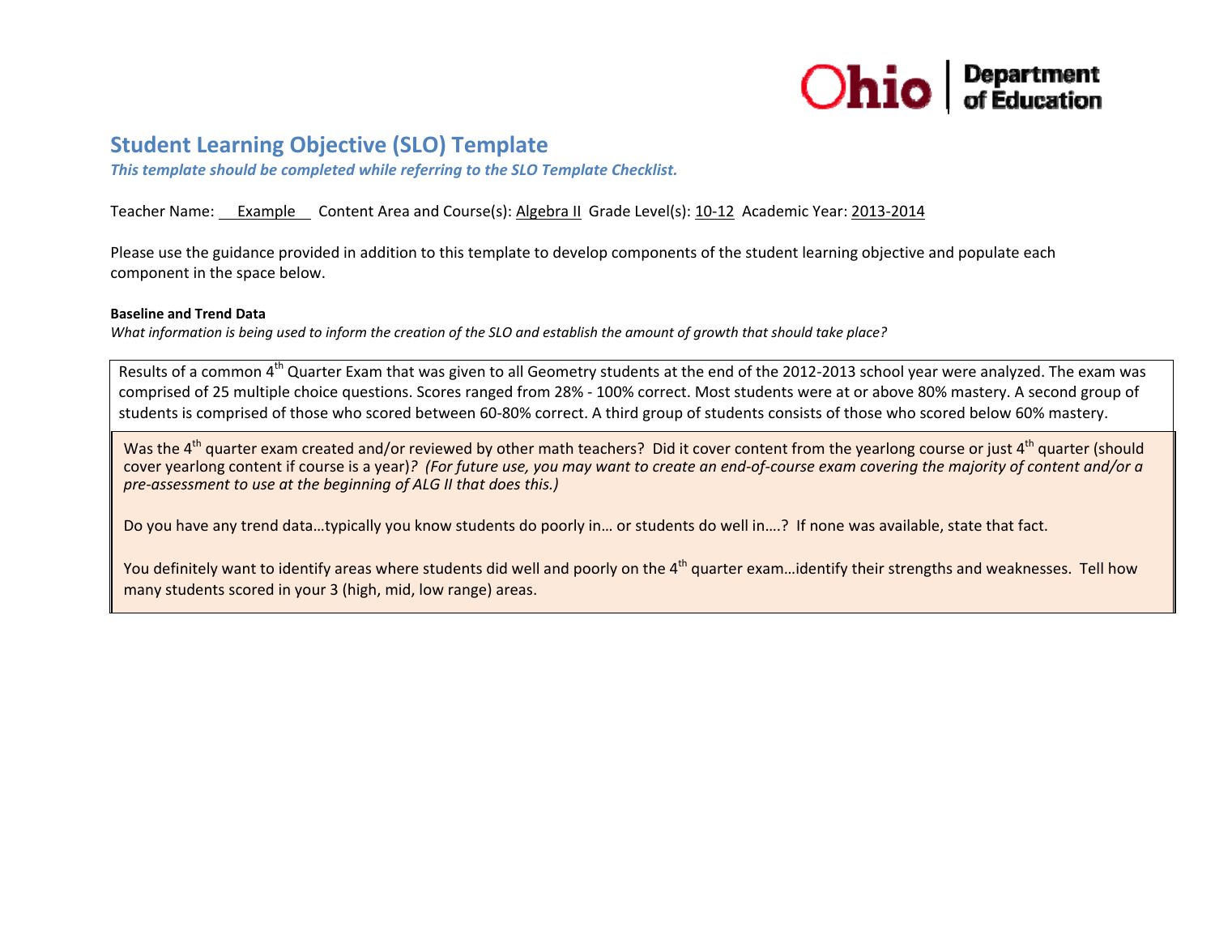Ohio | Department of Education

# Student Learning Objective (SLO) Template

***This template should be completed while referring to the SLO Template Checklist.***

Teacher Name: Example Content Area and Course(s): Algebra II Grade Level(s): 10-12 Academic Year: 2013-2014

Please use the guidance provided in addition to this template to develop components of the student learning objective and populate each component in the space below.

**Baseline and Trend Data**

*What information is being used to inform the creation of the SLO and establish the amount of growth that should take place?*

Results of a common 4th Quarter Exam that was given to all Geometry students at the end of the 2012-2013 school year were analyzed. The exam was comprised of 25 multiple choice questions. Scores ranged from 28% - 100% correct. Most students were at or above 80% mastery. A second group of students is comprised of those who scored between 60-80% correct. A third group of students consists of those who scored below 60% mastery.

Was the 4th quarter exam created and/or reviewed by other math teachers? Did it cover content from the yearlong course or just 4th quarter (should cover yearlong content if course is a year)*? (For future use, you may want to create an end-of-course exam covering the majority of content and/or a pre-assessment to use at the beginning of ALG II that does this.)*

Do you have any trend data…typically you know students do poorly in… or students do well in….? If none was available, state that fact.

You definitely want to identify areas where students did well and poorly on the 4th quarter exam…identify their strengths and weaknesses. Tell how many students scored in your 3 (high, mid, low range) areas.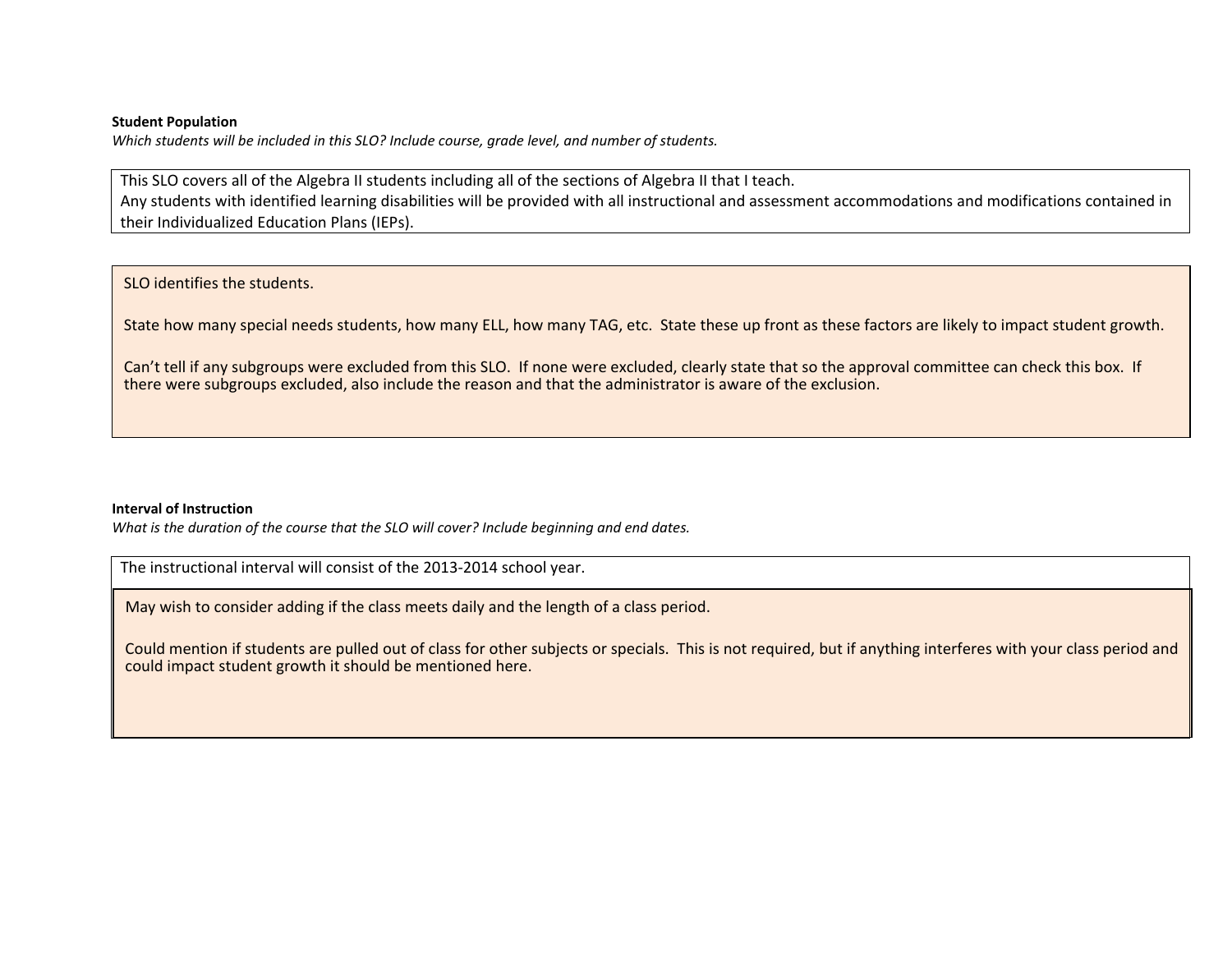**Student Population**

*Which students will be included in this SLO? Include course, grade level, and number of students.*

This SLO covers all of the Algebra II students including all of the sections of Algebra II that I teach.
Any students with identified learning disabilities will be provided with all instructional and assessment accommodations and modifications contained in their Individualized Education Plans (IEPs).

SLO identifies the students.

State how many special needs students, how many ELL, how many TAG, etc. State these up front as these factors are likely to impact student growth.

Can't tell if any subgroups were excluded from this SLO. If none were excluded, clearly state that so the approval committee can check this box. If there were subgroups excluded, also include the reason and that the administrator is aware of the exclusion.

**Interval of Instruction**

*What is the duration of the course that the SLO will cover? Include beginning and end dates.*

The instructional interval will consist of the 2013-2014 school year.

May wish to consider adding if the class meets daily and the length of a class period.

Could mention if students are pulled out of class for other subjects or specials. This is not required, but if anything interferes with your class period and could impact student growth it should be mentioned here.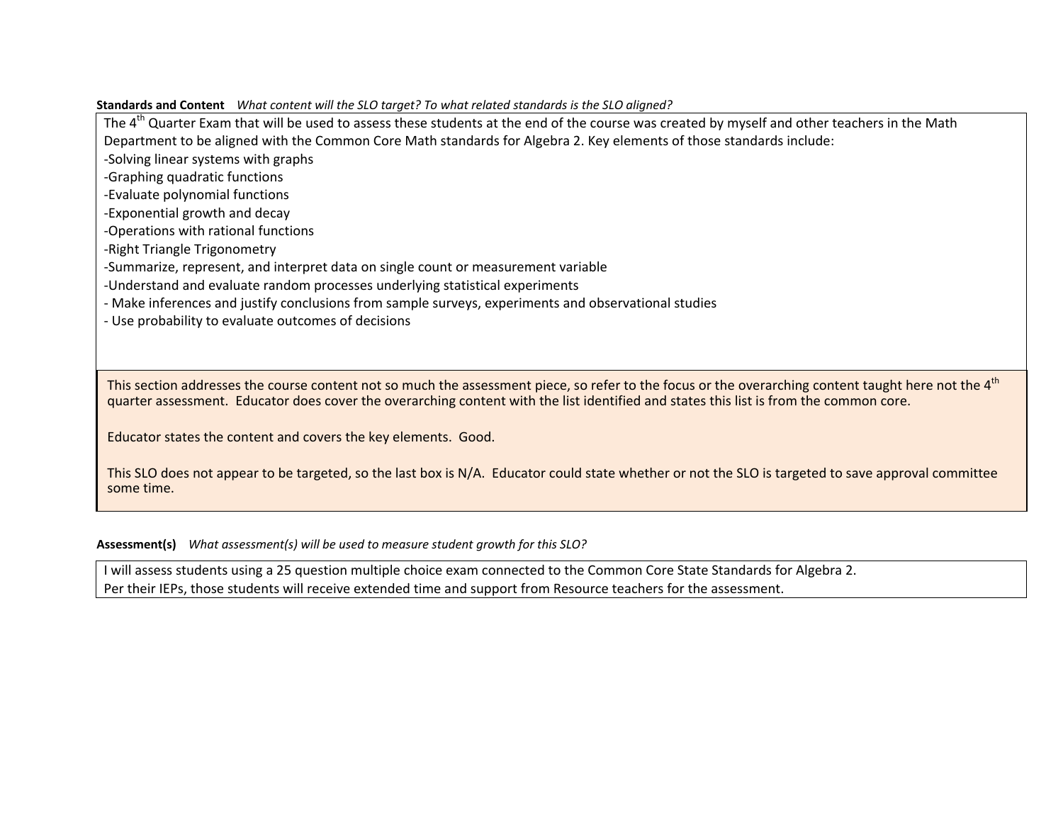**Standards and Content** *What content will the SLO target? To what related standards is the SLO aligned?*

The 4th Quarter Exam that will be used to assess these students at the end of the course was created by myself and other teachers in the Math Department to be aligned with the Common Core Math standards for Algebra 2. Key elements of those standards include:

-Solving linear systems with graphs
-Graphing quadratic functions
-Evaluate polynomial functions
-Exponential growth and decay
-Operations with rational functions
-Right Triangle Trigonometry
-Summarize, represent, and interpret data on single count or measurement variable
-Understand and evaluate random processes underlying statistical experiments
- Make inferences and justify conclusions from sample surveys, experiments and observational studies
- Use probability to evaluate outcomes of decisions

This section addresses the course content not so much the assessment piece, so refer to the focus or the overarching content taught here not the 4th quarter assessment. Educator does cover the overarching content with the list identified and states this list is from the common core.

Educator states the content and covers the key elements. Good.

This SLO does not appear to be targeted, so the last box is N/A. Educator could state whether or not the SLO is targeted to save approval committee some time.

**Assessment(s)** *What assessment(s) will be used to measure student growth for this SLO?*

I will assess students using a 25 question multiple choice exam connected to the Common Core State Standards for Algebra 2.
Per their IEPs, those students will receive extended time and support from Resource teachers for the assessment.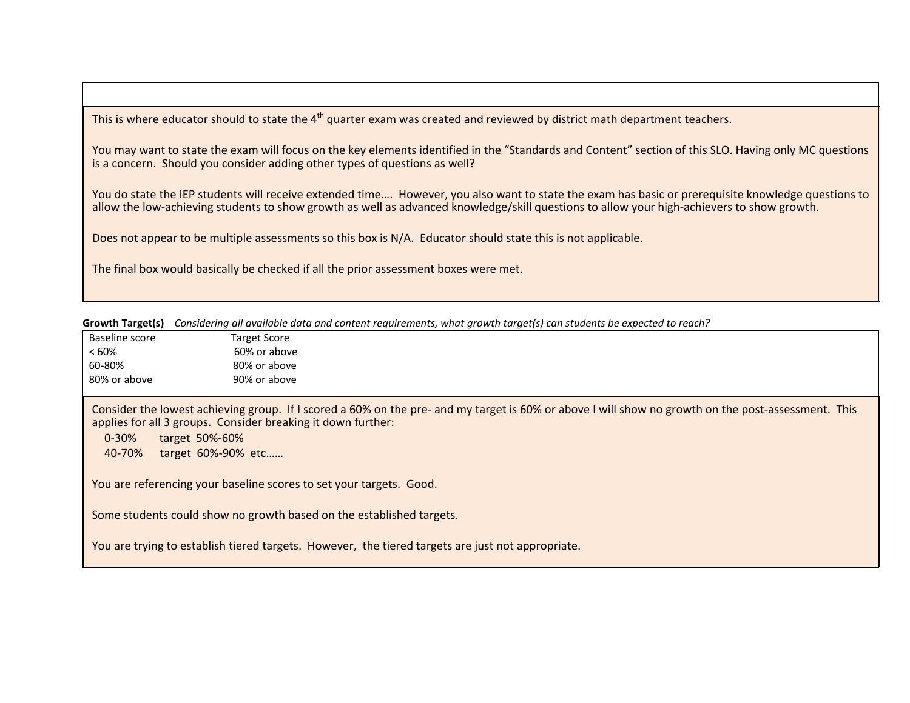This is where educator should to state the 4th quarter exam was created and reviewed by district math department teachers.

You may want to state the exam will focus on the key elements identified in the "Standards and Content" section of this SLO. Having only MC questions is a concern. Should you consider adding other types of questions as well?

You do state the IEP students will receive extended time…. However, you also want to state the exam has basic or prerequisite knowledge questions to allow the low-achieving students to show growth as well as advanced knowledge/skill questions to allow your high-achievers to show growth.

Does not appear to be multiple assessments so this box is N/A. Educator should state this is not applicable.

The final box would basically be checked if all the prior assessment boxes were met.

**Growth Target(s)** *Considering all available data and content requirements, what growth target(s) can students be expected to reach?*

| Baseline score | Target Score |
|---|---|
| < 60% | 60% or above |
| 60-80% | 80% or above |
| 80% or above | 90% or above |

Consider the lowest achieving group. If I scored a 60% on the pre- and my target is 60% or above I will show no growth on the post-assessment. This applies for all 3 groups. Consider breaking it down further:

0-30% target 50%-60%

40-70% target 60%-90% etc……

You are referencing your baseline scores to set your targets. Good.

Some students could show no growth based on the established targets.

You are trying to establish tiered targets. However, the tiered targets are just not appropriate.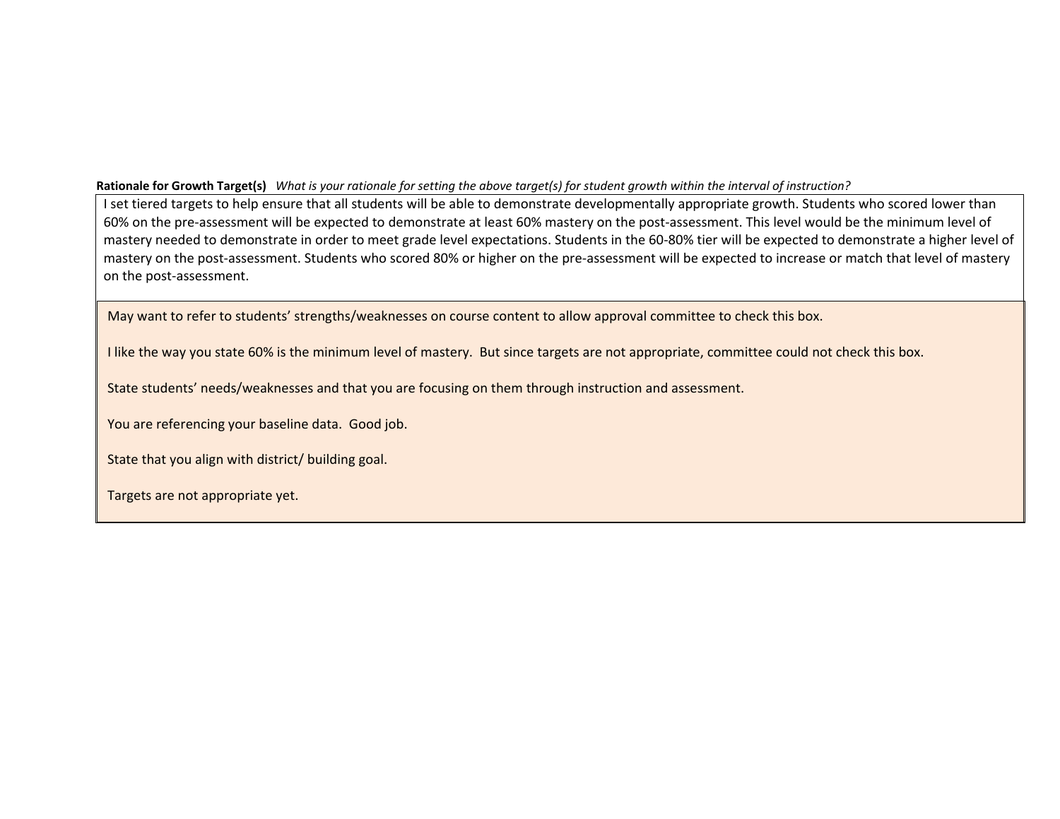**Rationale for Growth Target(s)** *What is your rationale for setting the above target(s) for student growth within the interval of instruction?*

I set tiered targets to help ensure that all students will be able to demonstrate developmentally appropriate growth. Students who scored lower than 60% on the pre-assessment will be expected to demonstrate at least 60% mastery on the post-assessment. This level would be the minimum level of mastery needed to demonstrate in order to meet grade level expectations. Students in the 60-80% tier will be expected to demonstrate a higher level of mastery on the post-assessment. Students who scored 80% or higher on the pre-assessment will be expected to increase or match that level of mastery on the post-assessment.

May want to refer to students' strengths/weaknesses on course content to allow approval committee to check this box.

I like the way you state 60% is the minimum level of mastery. But since targets are not appropriate, committee could not check this box.

State students' needs/weaknesses and that you are focusing on them through instruction and assessment.

You are referencing your baseline data. Good job.

State that you align with district/ building goal.

Targets are not appropriate yet.